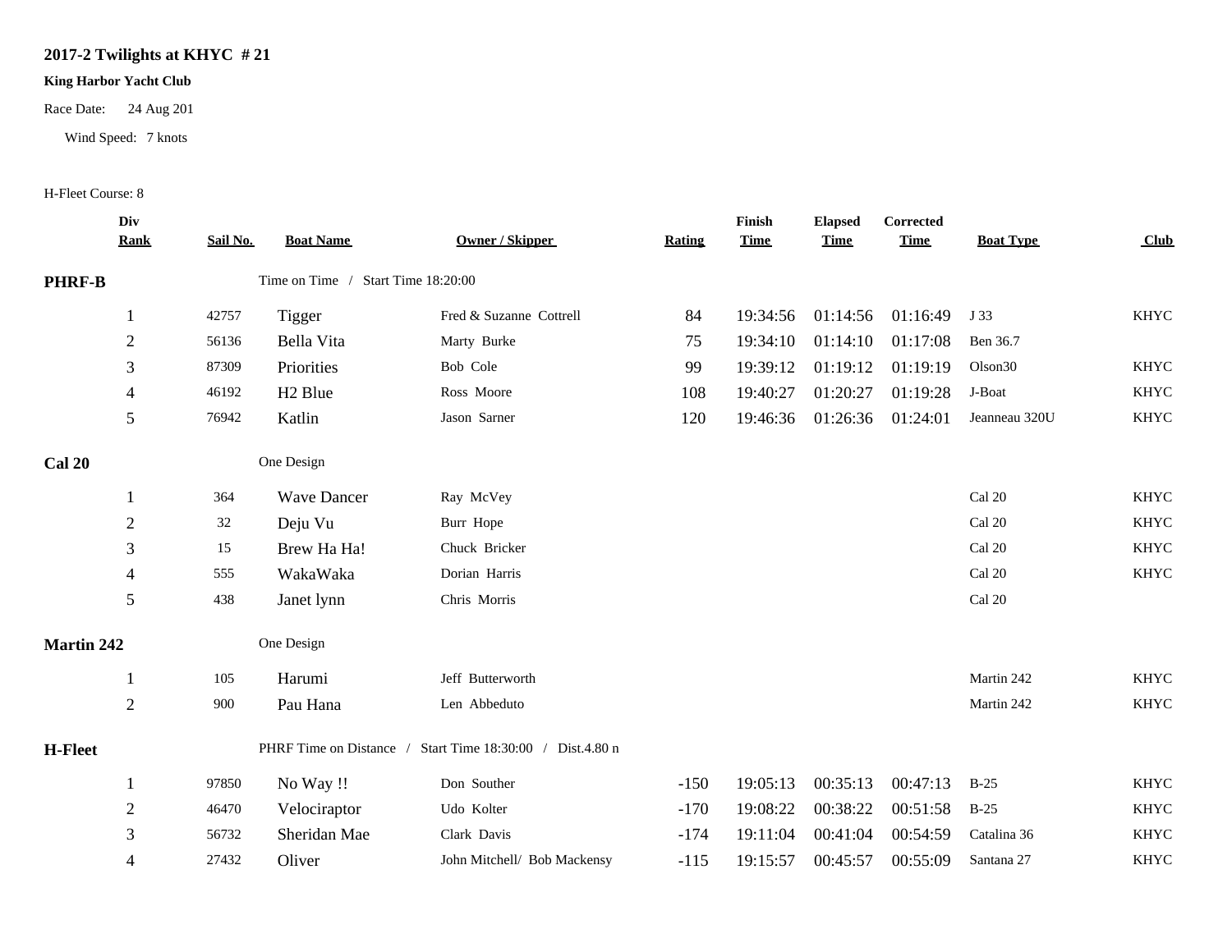# 2017-2 Twilights at KHYC # 21

**King Harbor Yacht Club**

Race Date: 24 Aug 201

Wind Speed: 7 knots

H-Fleet Course: 8

| Div Rank | Sail No. | Boat Name | Owner / Skipper | Rating | Finish Time | Elapsed Time | Corrected Time | Boat Type | Club |
|---|---|---|---|---|---|---|---|---|---|
| **PHRF-B** | | Time on Time / Start Time 18:20:00 | | | | | | | |
| 1 | 42757 | Tigger | Fred & Suzanne Cottrell | 84 | 19:34:56 | 01:14:56 | 01:16:49 | J 33 | KHYC |
| 2 | 56136 | Bella Vita | Marty Burke | 75 | 19:34:10 | 01:14:10 | 01:17:08 | Ben 36.7 | |
| 3 | 87309 | Priorities | Bob Cole | 99 | 19:39:12 | 01:19:12 | 01:19:19 | Olson30 | KHYC |
| 4 | 46192 | H2 Blue | Ross Moore | 108 | 19:40:27 | 01:20:27 | 01:19:28 | J-Boat | KHYC |
| 5 | 76942 | Katlin | Jason Sarner | 120 | 19:46:36 | 01:26:36 | 01:24:01 | Jeanneau 320U | KHYC |
| **Cal 20** | | One Design | | | | | | | |
| 1 | 364 | Wave Dancer | Ray McVey | | | | | Cal 20 | KHYC |
| 2 | 32 | Deju Vu | Burr Hope | | | | | Cal 20 | KHYC |
| 3 | 15 | Brew Ha Ha! | Chuck Bricker | | | | | Cal 20 | KHYC |
| 4 | 555 | WakaWaka | Dorian Harris | | | | | Cal 20 | KHYC |
| 5 | 438 | Janet lynn | Chris Morris | | | | | Cal 20 | |
| **Martin 242** | | One Design | | | | | | | |
| 1 | 105 | Harumi | Jeff Butterworth | | | | | Martin 242 | KHYC |
| 2 | 900 | Pau Hana | Len Abbeduto | | | | | Martin 242 | KHYC |
| **H-Fleet** | | PHRF Time on Distance / Start Time 18:30:00 / Dist.4.80 n | | | | | | | |
| 1 | 97850 | No Way !! | Don Souther | -150 | 19:05:13 | 00:35:13 | 00:47:13 | B-25 | KHYC |
| 2 | 46470 | Velociraptor | Udo Kolter | -170 | 19:08:22 | 00:38:22 | 00:51:58 | B-25 | KHYC |
| 3 | 56732 | Sheridan Mae | Clark Davis | -174 | 19:11:04 | 00:41:04 | 00:54:59 | Catalina 36 | KHYC |
| 4 | 27432 | Oliver | John Mitchell/ Bob Mackensy | -115 | 19:15:57 | 00:45:57 | 00:55:09 | Santana 27 | KHYC |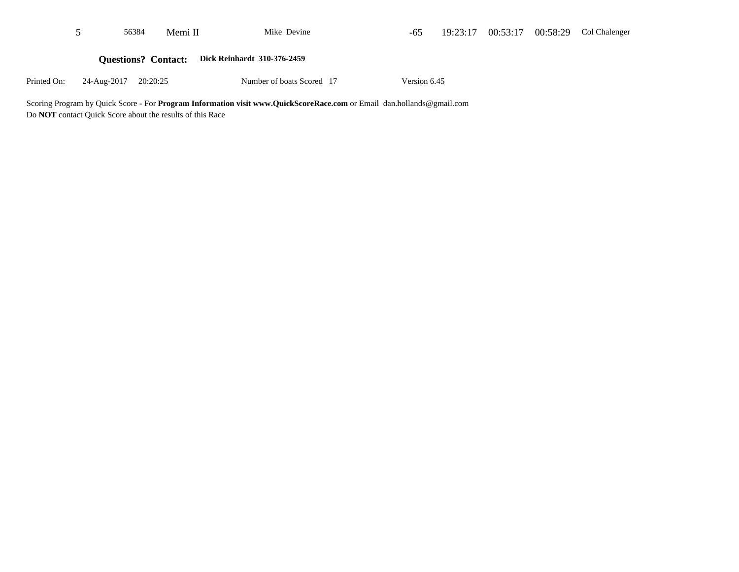| | | | | | | | | |
|---|---|---|---|---|---|---|---|---|
| 5 | 56384 | Memi II | Mike Devine | -65 | 19:23:17 | 00:53:17 | 00:58:29 | Col Chalenger |

**Questions? Contact:** **Dick Reinhardt 310-376-2459**

Printed On: 24-Aug-2017 20:20:25 Number of boats Scored 17 Version 6.45

Scoring Program by Quick Score - For **Program Information visit www.QuickScoreRace.com** or Email dan.hollands@gmail.com
Do **NOT** contact Quick Score about the results of this Race